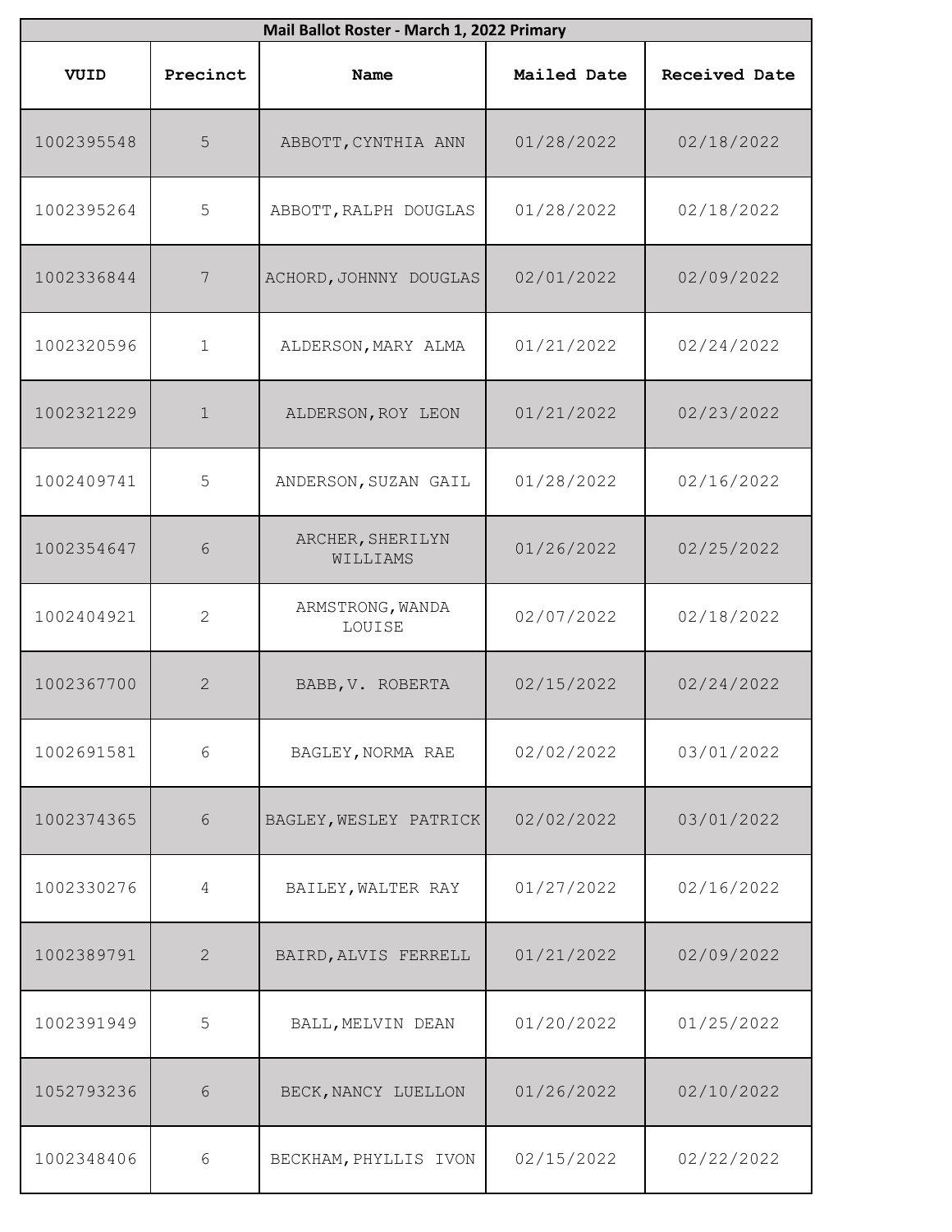| Mail Ballot Roster - March 1, 2022 Primary | | | | |
|---|---|---|---|---|
| **VUID** | **Precinct** | **Name** | **Mailed Date** | **Received Date** |
| 1002395548 | 5 | ABBOTT,CYNTHIA ANN | 01/28/2022 | 02/18/2022 |
| 1002395264 | 5 | ABBOTT,RALPH DOUGLAS | 01/28/2022 | 02/18/2022 |
| 1002336844 | 7 | ACHORD,JOHNNY DOUGLAS | 02/01/2022 | 02/09/2022 |
| 1002320596 | 1 | ALDERSON,MARY ALMA | 01/21/2022 | 02/24/2022 |
| 1002321229 | 1 | ALDERSON,ROY LEON | 01/21/2022 | 02/23/2022 |
| 1002409741 | 5 | ANDERSON,SUZAN GAIL | 01/28/2022 | 02/16/2022 |
| 1002354647 | 6 | ARCHER,SHERILYN WILLIAMS | 01/26/2022 | 02/25/2022 |
| 1002404921 | 2 | ARMSTRONG,WANDA LOUISE | 02/07/2022 | 02/18/2022 |
| 1002367700 | 2 | BABB,V. ROBERTA | 02/15/2022 | 02/24/2022 |
| 1002691581 | 6 | BAGLEY,NORMA RAE | 02/02/2022 | 03/01/2022 |
| 1002374365 | 6 | BAGLEY,WESLEY PATRICK | 02/02/2022 | 03/01/2022 |
| 1002330276 | 4 | BAILEY,WALTER RAY | 01/27/2022 | 02/16/2022 |
| 1002389791 | 2 | BAIRD,ALVIS FERRELL | 01/21/2022 | 02/09/2022 |
| 1002391949 | 5 | BALL,MELVIN DEAN | 01/20/2022 | 01/25/2022 |
| 1052793236 | 6 | BECK,NANCY LUELLON | 01/26/2022 | 02/10/2022 |
| 1002348406 | 6 | BECKHAM,PHYLLIS IVON | 02/15/2022 | 02/22/2022 |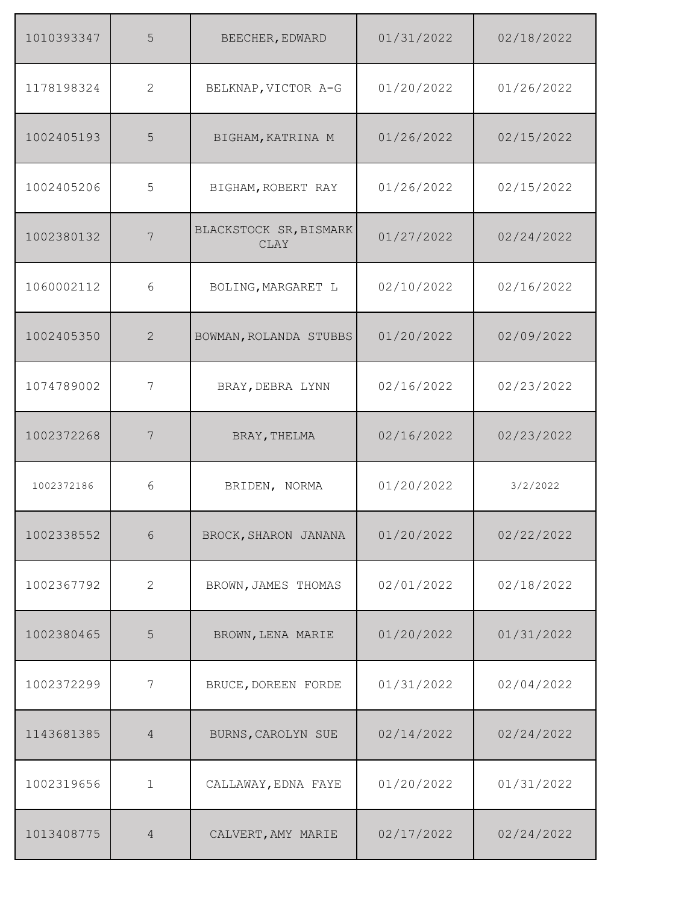| | | | | |
|---|---|---|---|---|
| 1010393347 | 5 | BEECHER,EDWARD | 01/31/2022 | 02/18/2022 |
| 1178198324 | 2 | BELKNAP,VICTOR A-G | 01/20/2022 | 01/26/2022 |
| 1002405193 | 5 | BIGHAM,KATRINA M | 01/26/2022 | 02/15/2022 |
| 1002405206 | 5 | BIGHAM,ROBERT RAY | 01/26/2022 | 02/15/2022 |
| 1002380132 | 7 | BLACKSTOCK SR,BISMARK CLAY | 01/27/2022 | 02/24/2022 |
| 1060002112 | 6 | BOLING,MARGARET L | 02/10/2022 | 02/16/2022 |
| 1002405350 | 2 | BOWMAN,ROLANDA STUBBS | 01/20/2022 | 02/09/2022 |
| 1074789002 | 7 | BRAY,DEBRA LYNN | 02/16/2022 | 02/23/2022 |
| 1002372268 | 7 | BRAY,THELMA | 02/16/2022 | 02/23/2022 |
| 1002372186 | 6 | BRIDEN, NORMA | 01/20/2022 | 3/2/2022 |
| 1002338552 | 6 | BROCK,SHARON JANANA | 01/20/2022 | 02/22/2022 |
| 1002367792 | 2 | BROWN,JAMES THOMAS | 02/01/2022 | 02/18/2022 |
| 1002380465 | 5 | BROWN,LENA MARIE | 01/20/2022 | 01/31/2022 |
| 1002372299 | 7 | BRUCE,DOREEN FORDE | 01/31/2022 | 02/04/2022 |
| 1143681385 | 4 | BURNS,CAROLYN SUE | 02/14/2022 | 02/24/2022 |
| 1002319656 | 1 | CALLAWAY,EDNA FAYE | 01/20/2022 | 01/31/2022 |
| 1013408775 | 4 | CALVERT,AMY MARIE | 02/17/2022 | 02/24/2022 |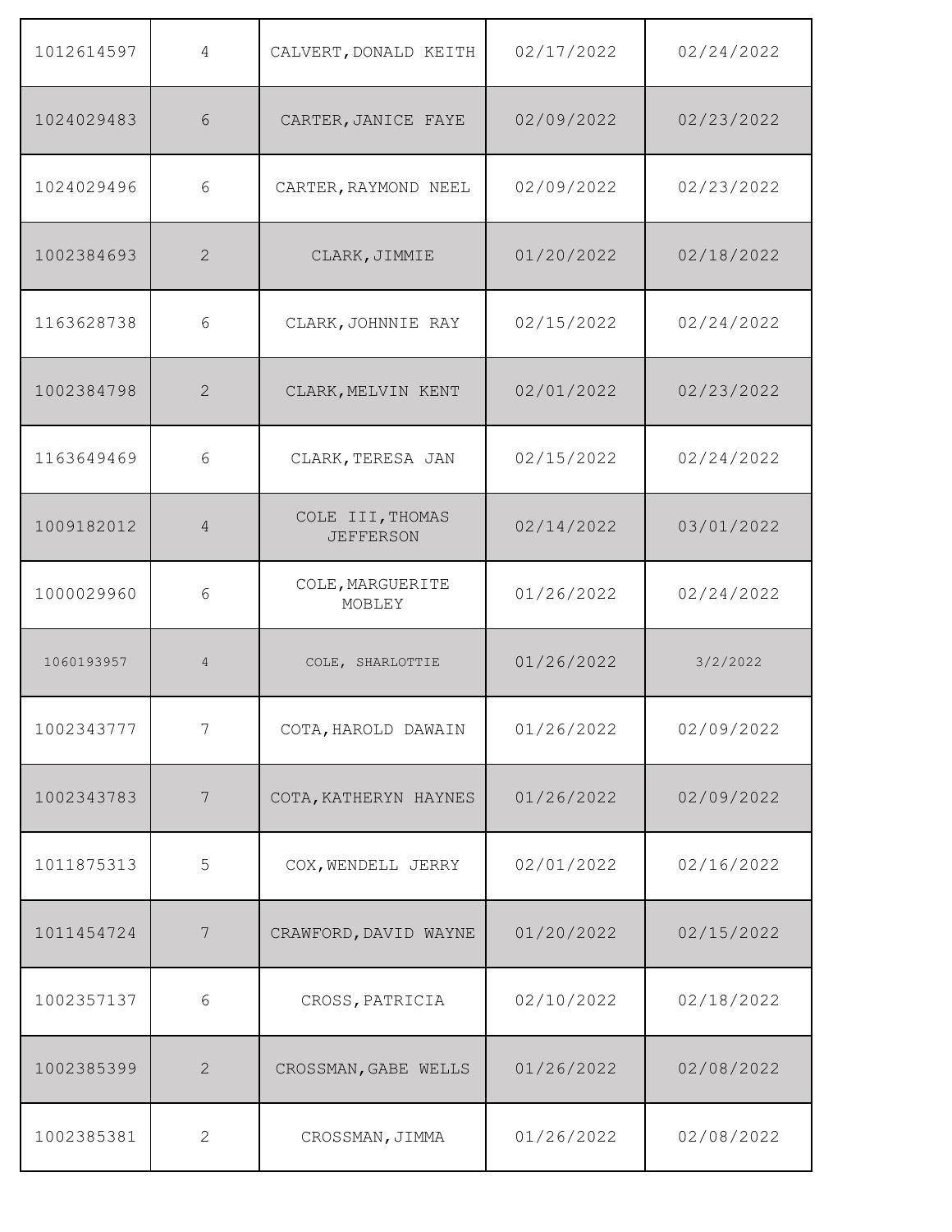| | | | | |
|---|---|---|---|---|
| 1012614597 | 4 | CALVERT,DONALD KEITH | 02/17/2022 | 02/24/2022 |
| 1024029483 | 6 | CARTER,JANICE FAYE | 02/09/2022 | 02/23/2022 |
| 1024029496 | 6 | CARTER,RAYMOND NEEL | 02/09/2022 | 02/23/2022 |
| 1002384693 | 2 | CLARK,JIMMIE | 01/20/2022 | 02/18/2022 |
| 1163628738 | 6 | CLARK,JOHNNIE RAY | 02/15/2022 | 02/24/2022 |
| 1002384798 | 2 | CLARK,MELVIN KENT | 02/01/2022 | 02/23/2022 |
| 1163649469 | 6 | CLARK,TERESA JAN | 02/15/2022 | 02/24/2022 |
| 1009182012 | 4 | COLE III,THOMAS JEFFERSON | 02/14/2022 | 03/01/2022 |
| 1000029960 | 6 | COLE,MARGUERITE MOBLEY | 01/26/2022 | 02/24/2022 |
| 1060193957 | 4 | COLE, SHARLOTTIE | 01/26/2022 | 3/2/2022 |
| 1002343777 | 7 | COTA,HAROLD DAWAIN | 01/26/2022 | 02/09/2022 |
| 1002343783 | 7 | COTA,KATHERYN HAYNES | 01/26/2022 | 02/09/2022 |
| 1011875313 | 5 | COX,WENDELL JERRY | 02/01/2022 | 02/16/2022 |
| 1011454724 | 7 | CRAWFORD,DAVID WAYNE | 01/20/2022 | 02/15/2022 |
| 1002357137 | 6 | CROSS,PATRICIA | 02/10/2022 | 02/18/2022 |
| 1002385399 | 2 | CROSSMAN,GABE WELLS | 01/26/2022 | 02/08/2022 |
| 1002385381 | 2 | CROSSMAN,JIMMA | 01/26/2022 | 02/08/2022 |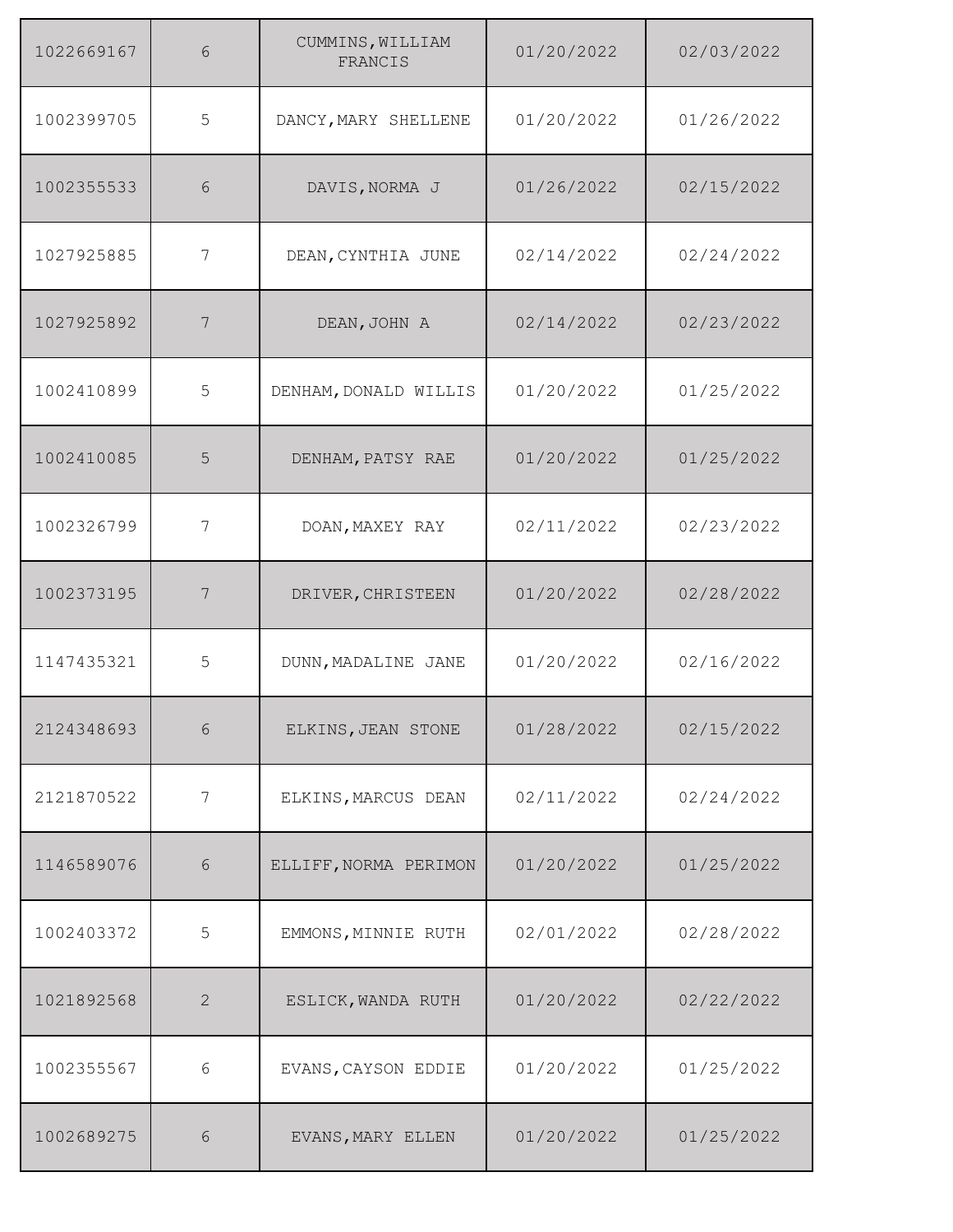| | | | | |
|---|---|---|---|---|
| 1022669167 | 6 | CUMMINS,WILLIAM FRANCIS | 01/20/2022 | 02/03/2022 |
| 1002399705 | 5 | DANCY,MARY SHELLENE | 01/20/2022 | 01/26/2022 |
| 1002355533 | 6 | DAVIS,NORMA J | 01/26/2022 | 02/15/2022 |
| 1027925885 | 7 | DEAN,CYNTHIA JUNE | 02/14/2022 | 02/24/2022 |
| 1027925892 | 7 | DEAN,JOHN A | 02/14/2022 | 02/23/2022 |
| 1002410899 | 5 | DENHAM,DONALD WILLIS | 01/20/2022 | 01/25/2022 |
| 1002410085 | 5 | DENHAM,PATSY RAE | 01/20/2022 | 01/25/2022 |
| 1002326799 | 7 | DOAN,MAXEY RAY | 02/11/2022 | 02/23/2022 |
| 1002373195 | 7 | DRIVER,CHRISTEEN | 01/20/2022 | 02/28/2022 |
| 1147435321 | 5 | DUNN,MADALINE JANE | 01/20/2022 | 02/16/2022 |
| 2124348693 | 6 | ELKINS,JEAN STONE | 01/28/2022 | 02/15/2022 |
| 2121870522 | 7 | ELKINS,MARCUS DEAN | 02/11/2022 | 02/24/2022 |
| 1146589076 | 6 | ELLIFF,NORMA PERIMON | 01/20/2022 | 01/25/2022 |
| 1002403372 | 5 | EMMONS,MINNIE RUTH | 02/01/2022 | 02/28/2022 |
| 1021892568 | 2 | ESLICK,WANDA RUTH | 01/20/2022 | 02/22/2022 |
| 1002355567 | 6 | EVANS,CAYSON EDDIE | 01/20/2022 | 01/25/2022 |
| 1002689275 | 6 | EVANS,MARY ELLEN | 01/20/2022 | 01/25/2022 |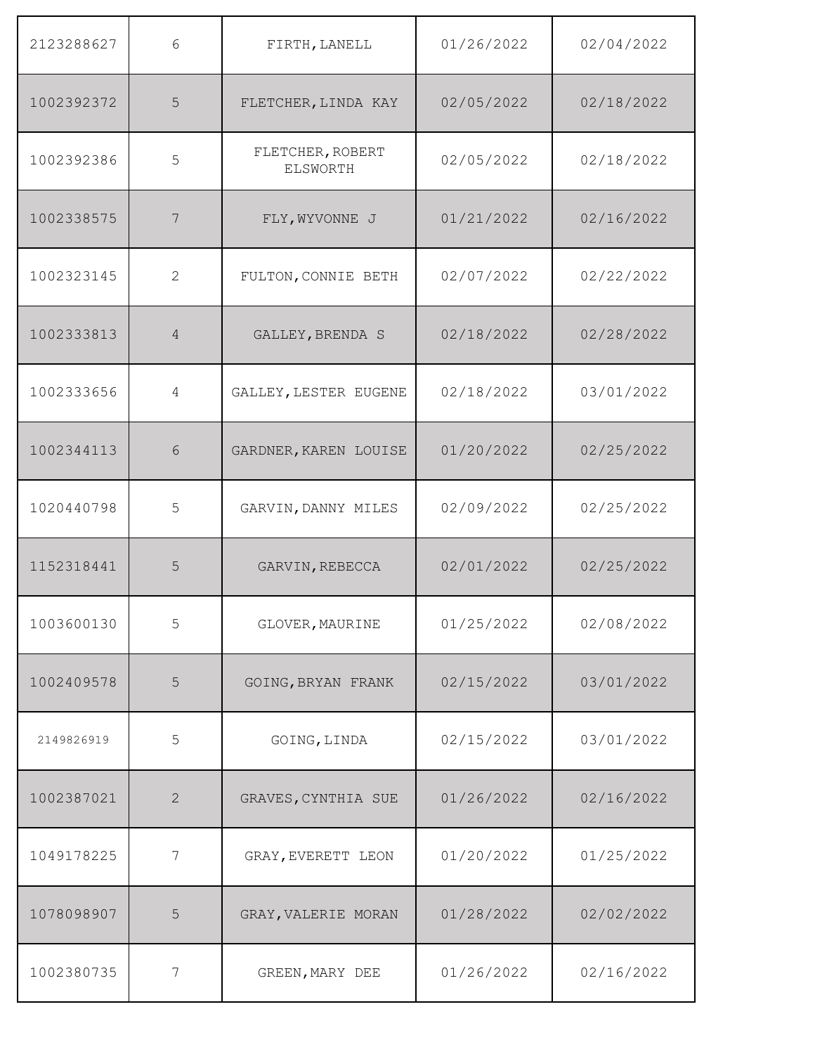| | | | | |
|---|---|---|---|---|
| 2123288627 | 6 | FIRTH,LANELL | 01/26/2022 | 02/04/2022 |
| 1002392372 | 5 | FLETCHER,LINDA KAY | 02/05/2022 | 02/18/2022 |
| 1002392386 | 5 | FLETCHER,ROBERT ELSWORTH | 02/05/2022 | 02/18/2022 |
| 1002338575 | 7 | FLY,WYVONNE J | 01/21/2022 | 02/16/2022 |
| 1002323145 | 2 | FULTON,CONNIE BETH | 02/07/2022 | 02/22/2022 |
| 1002333813 | 4 | GALLEY,BRENDA S | 02/18/2022 | 02/28/2022 |
| 1002333656 | 4 | GALLEY,LESTER EUGENE | 02/18/2022 | 03/01/2022 |
| 1002344113 | 6 | GARDNER,KAREN LOUISE | 01/20/2022 | 02/25/2022 |
| 1020440798 | 5 | GARVIN,DANNY MILES | 02/09/2022 | 02/25/2022 |
| 1152318441 | 5 | GARVIN,REBECCA | 02/01/2022 | 02/25/2022 |
| 1003600130 | 5 | GLOVER,MAURINE | 01/25/2022 | 02/08/2022 |
| 1002409578 | 5 | GOING,BRYAN FRANK | 02/15/2022 | 03/01/2022 |
| 2149826919 | 5 | GOING,LINDA | 02/15/2022 | 03/01/2022 |
| 1002387021 | 2 | GRAVES,CYNTHIA SUE | 01/26/2022 | 02/16/2022 |
| 1049178225 | 7 | GRAY,EVERETT LEON | 01/20/2022 | 01/25/2022 |
| 1078098907 | 5 | GRAY,VALERIE MORAN | 01/28/2022 | 02/02/2022 |
| 1002380735 | 7 | GREEN,MARY DEE | 01/26/2022 | 02/16/2022 |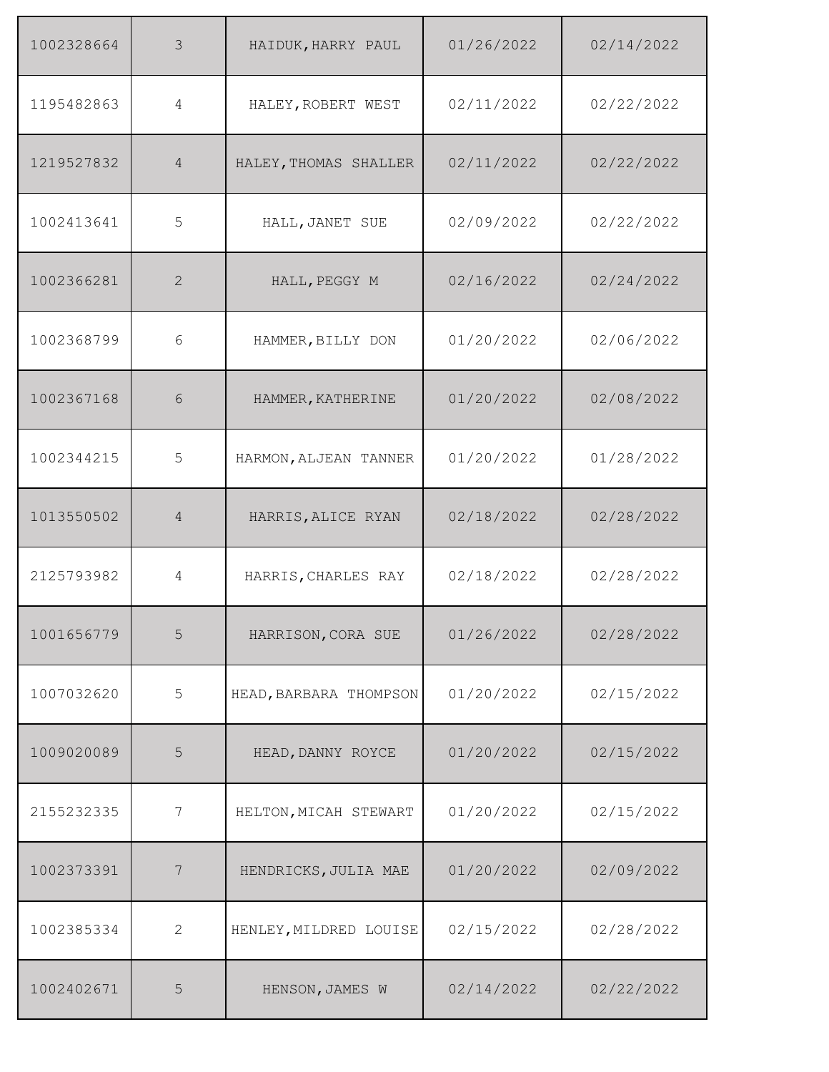| | | | | |
|---|---|---|---|---|
| 1002328664 | 3 | HAIDUK,HARRY PAUL | 01/26/2022 | 02/14/2022 |
| 1195482863 | 4 | HALEY,ROBERT WEST | 02/11/2022 | 02/22/2022 |
| 1219527832 | 4 | HALEY,THOMAS SHALLER | 02/11/2022 | 02/22/2022 |
| 1002413641 | 5 | HALL,JANET SUE | 02/09/2022 | 02/22/2022 |
| 1002366281 | 2 | HALL,PEGGY M | 02/16/2022 | 02/24/2022 |
| 1002368799 | 6 | HAMMER,BILLY DON | 01/20/2022 | 02/06/2022 |
| 1002367168 | 6 | HAMMER,KATHERINE | 01/20/2022 | 02/08/2022 |
| 1002344215 | 5 | HARMON,ALJEAN TANNER | 01/20/2022 | 01/28/2022 |
| 1013550502 | 4 | HARRIS,ALICE RYAN | 02/18/2022 | 02/28/2022 |
| 2125793982 | 4 | HARRIS,CHARLES RAY | 02/18/2022 | 02/28/2022 |
| 1001656779 | 5 | HARRISON,CORA SUE | 01/26/2022 | 02/28/2022 |
| 1007032620 | 5 | HEAD,BARBARA THOMPSON | 01/20/2022 | 02/15/2022 |
| 1009020089 | 5 | HEAD,DANNY ROYCE | 01/20/2022 | 02/15/2022 |
| 2155232335 | 7 | HELTON,MICAH STEWART | 01/20/2022 | 02/15/2022 |
| 1002373391 | 7 | HENDRICKS,JULIA MAE | 01/20/2022 | 02/09/2022 |
| 1002385334 | 2 | HENLEY,MILDRED LOUISE | 02/15/2022 | 02/28/2022 |
| 1002402671 | 5 | HENSON,JAMES W | 02/14/2022 | 02/22/2022 |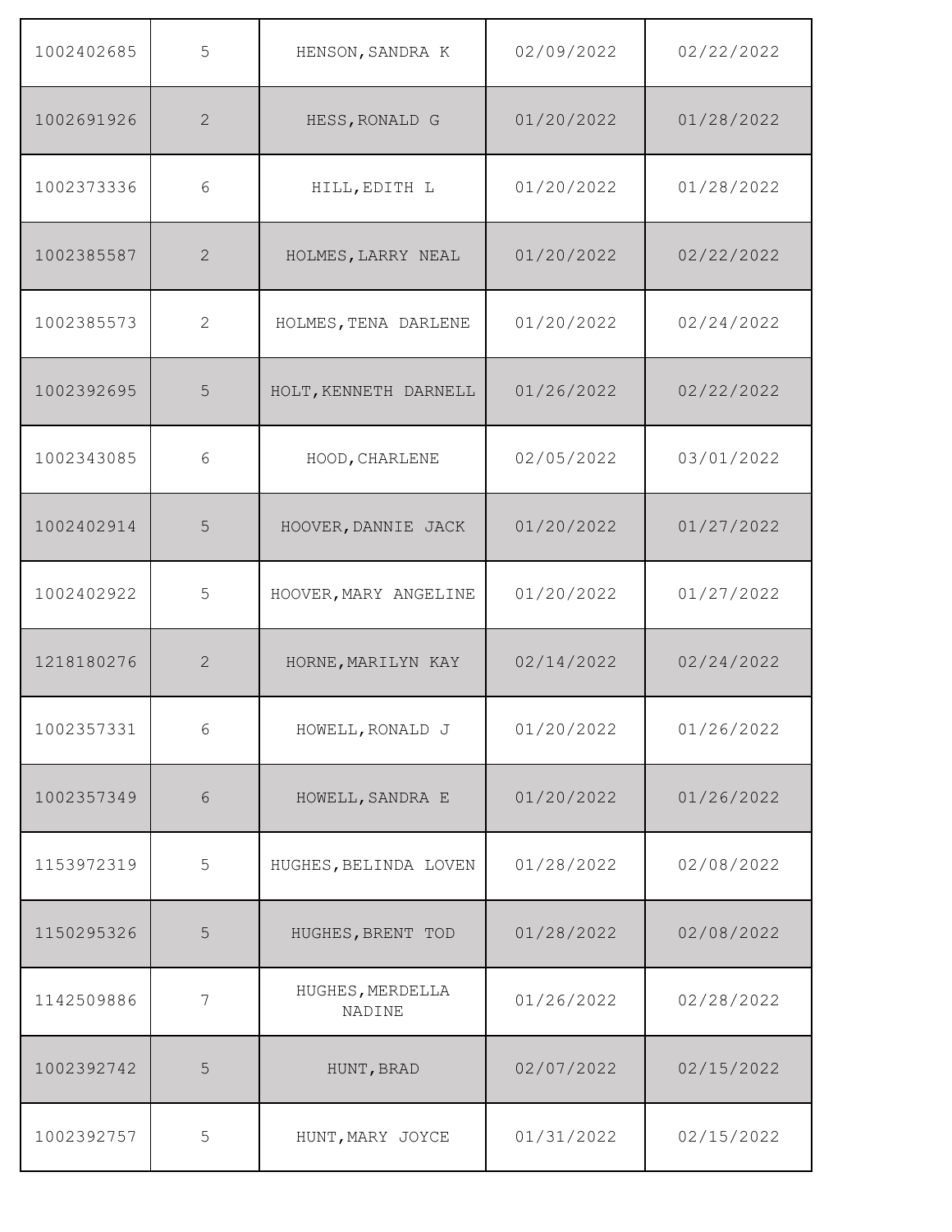| | | | | |
|---|---|---|---|---|
| 1002402685 | 5 | HENSON,SANDRA K | 02/09/2022 | 02/22/2022 |
| 1002691926 | 2 | HESS,RONALD G | 01/20/2022 | 01/28/2022 |
| 1002373336 | 6 | HILL,EDITH L | 01/20/2022 | 01/28/2022 |
| 1002385587 | 2 | HOLMES,LARRY NEAL | 01/20/2022 | 02/22/2022 |
| 1002385573 | 2 | HOLMES,TENA DARLENE | 01/20/2022 | 02/24/2022 |
| 1002392695 | 5 | HOLT,KENNETH DARNELL | 01/26/2022 | 02/22/2022 |
| 1002343085 | 6 | HOOD,CHARLENE | 02/05/2022 | 03/01/2022 |
| 1002402914 | 5 | HOOVER,DANNIE JACK | 01/20/2022 | 01/27/2022 |
| 1002402922 | 5 | HOOVER,MARY ANGELINE | 01/20/2022 | 01/27/2022 |
| 1218180276 | 2 | HORNE,MARILYN KAY | 02/14/2022 | 02/24/2022 |
| 1002357331 | 6 | HOWELL,RONALD J | 01/20/2022 | 01/26/2022 |
| 1002357349 | 6 | HOWELL,SANDRA E | 01/20/2022 | 01/26/2022 |
| 1153972319 | 5 | HUGHES,BELINDA LOVEN | 01/28/2022 | 02/08/2022 |
| 1150295326 | 5 | HUGHES,BRENT TOD | 01/28/2022 | 02/08/2022 |
| 1142509886 | 7 | HUGHES,MERDELLA NADINE | 01/26/2022 | 02/28/2022 |
| 1002392742 | 5 | HUNT,BRAD | 02/07/2022 | 02/15/2022 |
| 1002392757 | 5 | HUNT,MARY JOYCE | 01/31/2022 | 02/15/2022 |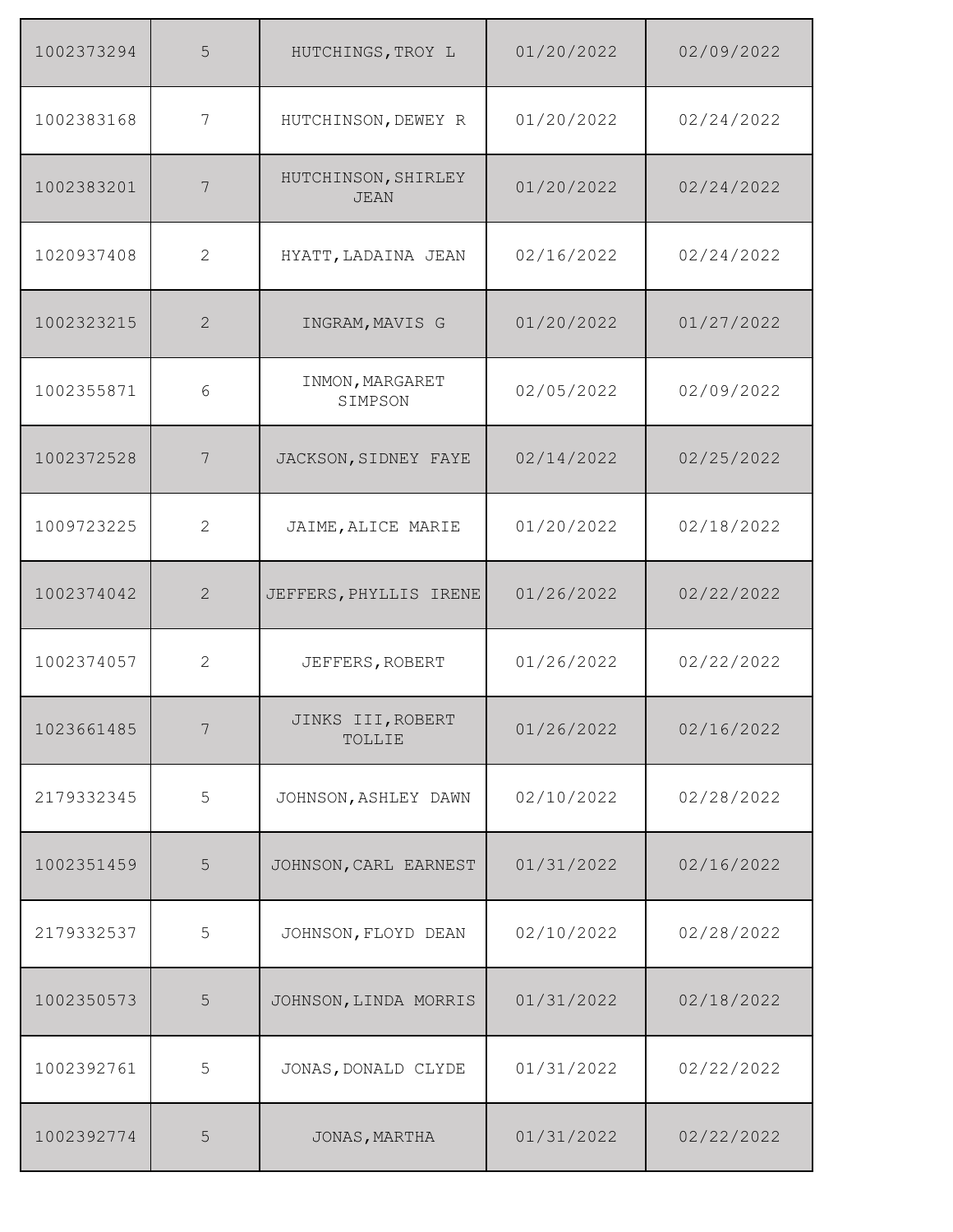| | | | | |
|---|---|---|---|---|
| 1002373294 | 5 | HUTCHINGS,TROY L | 01/20/2022 | 02/09/2022 |
| 1002383168 | 7 | HUTCHINSON,DEWEY R | 01/20/2022 | 02/24/2022 |
| 1002383201 | 7 | HUTCHINSON,SHIRLEY JEAN | 01/20/2022 | 02/24/2022 |
| 1020937408 | 2 | HYATT,LADAINA JEAN | 02/16/2022 | 02/24/2022 |
| 1002323215 | 2 | INGRAM,MAVIS G | 01/20/2022 | 01/27/2022 |
| 1002355871 | 6 | INMON,MARGARET SIMPSON | 02/05/2022 | 02/09/2022 |
| 1002372528 | 7 | JACKSON,SIDNEY FAYE | 02/14/2022 | 02/25/2022 |
| 1009723225 | 2 | JAIME,ALICE MARIE | 01/20/2022 | 02/18/2022 |
| 1002374042 | 2 | JEFFERS,PHYLLIS IRENE | 01/26/2022 | 02/22/2022 |
| 1002374057 | 2 | JEFFERS,ROBERT | 01/26/2022 | 02/22/2022 |
| 1023661485 | 7 | JINKS III,ROBERT TOLLIE | 01/26/2022 | 02/16/2022 |
| 2179332345 | 5 | JOHNSON,ASHLEY DAWN | 02/10/2022 | 02/28/2022 |
| 1002351459 | 5 | JOHNSON,CARL EARNEST | 01/31/2022 | 02/16/2022 |
| 2179332537 | 5 | JOHNSON,FLOYD DEAN | 02/10/2022 | 02/28/2022 |
| 1002350573 | 5 | JOHNSON,LINDA MORRIS | 01/31/2022 | 02/18/2022 |
| 1002392761 | 5 | JONAS,DONALD CLYDE | 01/31/2022 | 02/22/2022 |
| 1002392774 | 5 | JONAS,MARTHA | 01/31/2022 | 02/22/2022 |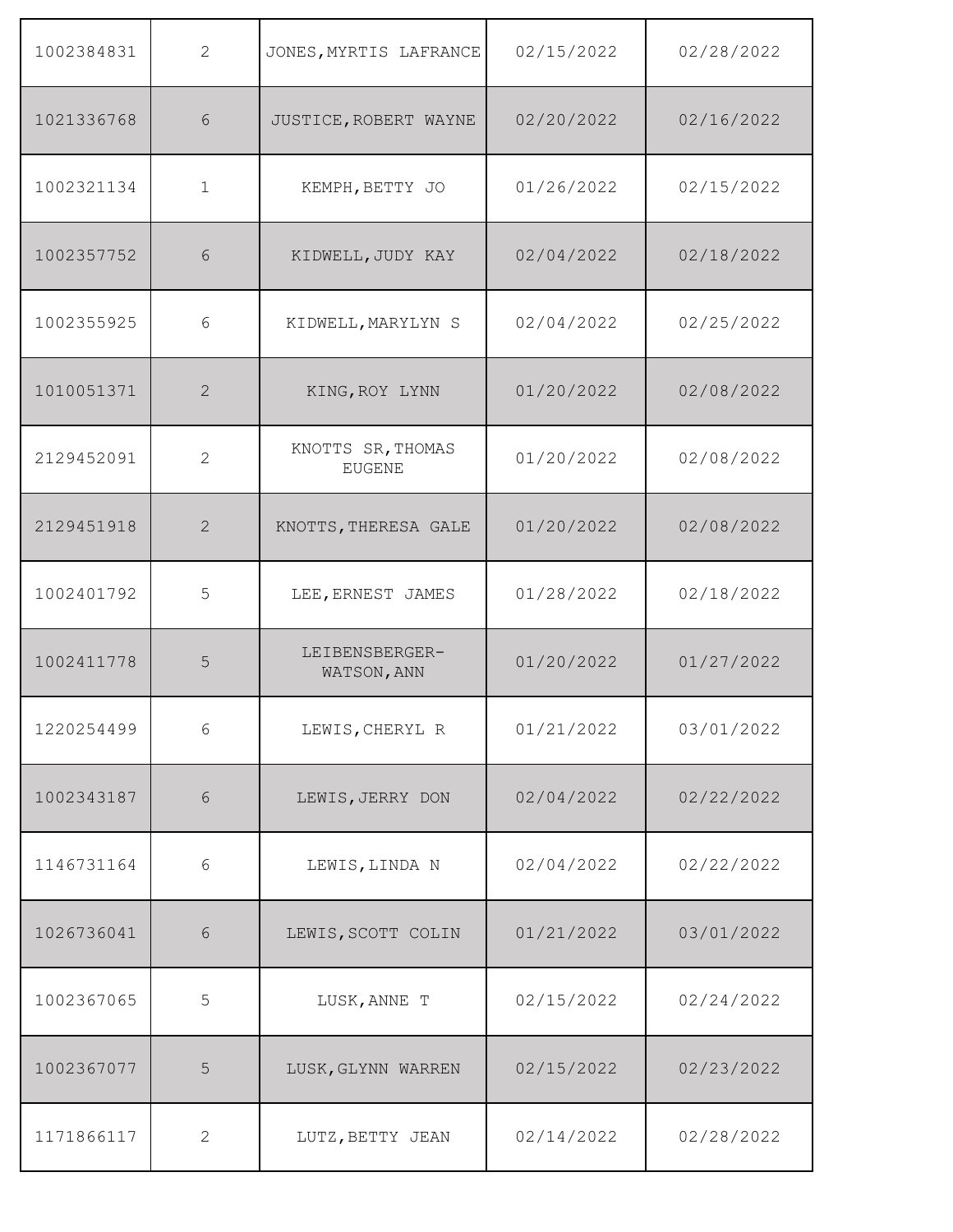| | | | | |
|---|---|---|---|---|
| 1002384831 | 2 | JONES,MYRTIS LAFRANCE | 02/15/2022 | 02/28/2022 |
| 1021336768 | 6 | JUSTICE,ROBERT WAYNE | 02/20/2022 | 02/16/2022 |
| 1002321134 | 1 | KEMPH,BETTY JO | 01/26/2022 | 02/15/2022 |
| 1002357752 | 6 | KIDWELL,JUDY KAY | 02/04/2022 | 02/18/2022 |
| 1002355925 | 6 | KIDWELL,MARYLYN S | 02/04/2022 | 02/25/2022 |
| 1010051371 | 2 | KING,ROY LYNN | 01/20/2022 | 02/08/2022 |
| 2129452091 | 2 | KNOTTS SR,THOMAS EUGENE | 01/20/2022 | 02/08/2022 |
| 2129451918 | 2 | KNOTTS,THERESA GALE | 01/20/2022 | 02/08/2022 |
| 1002401792 | 5 | LEE,ERNEST JAMES | 01/28/2022 | 02/18/2022 |
| 1002411778 | 5 | LEIBENSBERGER-WATSON,ANN | 01/20/2022 | 01/27/2022 |
| 1220254499 | 6 | LEWIS,CHERYL R | 01/21/2022 | 03/01/2022 |
| 1002343187 | 6 | LEWIS,JERRY DON | 02/04/2022 | 02/22/2022 |
| 1146731164 | 6 | LEWIS,LINDA N | 02/04/2022 | 02/22/2022 |
| 1026736041 | 6 | LEWIS,SCOTT COLIN | 01/21/2022 | 03/01/2022 |
| 1002367065 | 5 | LUSK,ANNE T | 02/15/2022 | 02/24/2022 |
| 1002367077 | 5 | LUSK,GLYNN WARREN | 02/15/2022 | 02/23/2022 |
| 1171866117 | 2 | LUTZ,BETTY JEAN | 02/14/2022 | 02/28/2022 |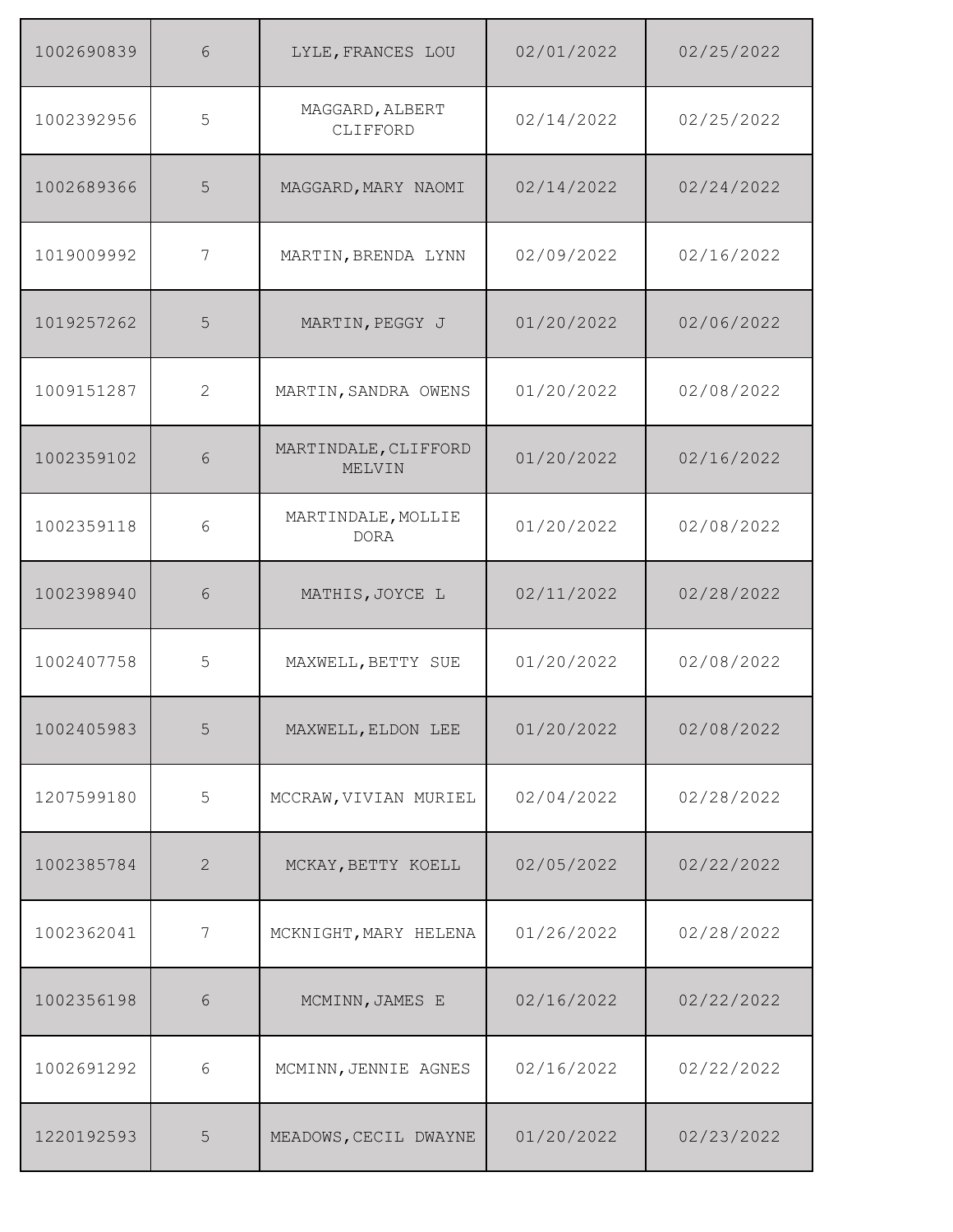| | | | | |
|---|---|---|---|---|
| 1002690839 | 6 | LYLE,FRANCES LOU | 02/01/2022 | 02/25/2022 |
| 1002392956 | 5 | MAGGARD,ALBERT CLIFFORD | 02/14/2022 | 02/25/2022 |
| 1002689366 | 5 | MAGGARD,MARY NAOMI | 02/14/2022 | 02/24/2022 |
| 1019009992 | 7 | MARTIN,BRENDA LYNN | 02/09/2022 | 02/16/2022 |
| 1019257262 | 5 | MARTIN,PEGGY J | 01/20/2022 | 02/06/2022 |
| 1009151287 | 2 | MARTIN,SANDRA OWENS | 01/20/2022 | 02/08/2022 |
| 1002359102 | 6 | MARTINDALE,CLIFFORD MELVIN | 01/20/2022 | 02/16/2022 |
| 1002359118 | 6 | MARTINDALE,MOLLIE DORA | 01/20/2022 | 02/08/2022 |
| 1002398940 | 6 | MATHIS,JOYCE L | 02/11/2022 | 02/28/2022 |
| 1002407758 | 5 | MAXWELL,BETTY SUE | 01/20/2022 | 02/08/2022 |
| 1002405983 | 5 | MAXWELL,ELDON LEE | 01/20/2022 | 02/08/2022 |
| 1207599180 | 5 | MCCRAW,VIVIAN MURIEL | 02/04/2022 | 02/28/2022 |
| 1002385784 | 2 | MCKAY,BETTY KOELL | 02/05/2022 | 02/22/2022 |
| 1002362041 | 7 | MCKNIGHT,MARY HELENA | 01/26/2022 | 02/28/2022 |
| 1002356198 | 6 | MCMINN,JAMES E | 02/16/2022 | 02/22/2022 |
| 1002691292 | 6 | MCMINN,JENNIE AGNES | 02/16/2022 | 02/22/2022 |
| 1220192593 | 5 | MEADOWS,CECIL DWAYNE | 01/20/2022 | 02/23/2022 |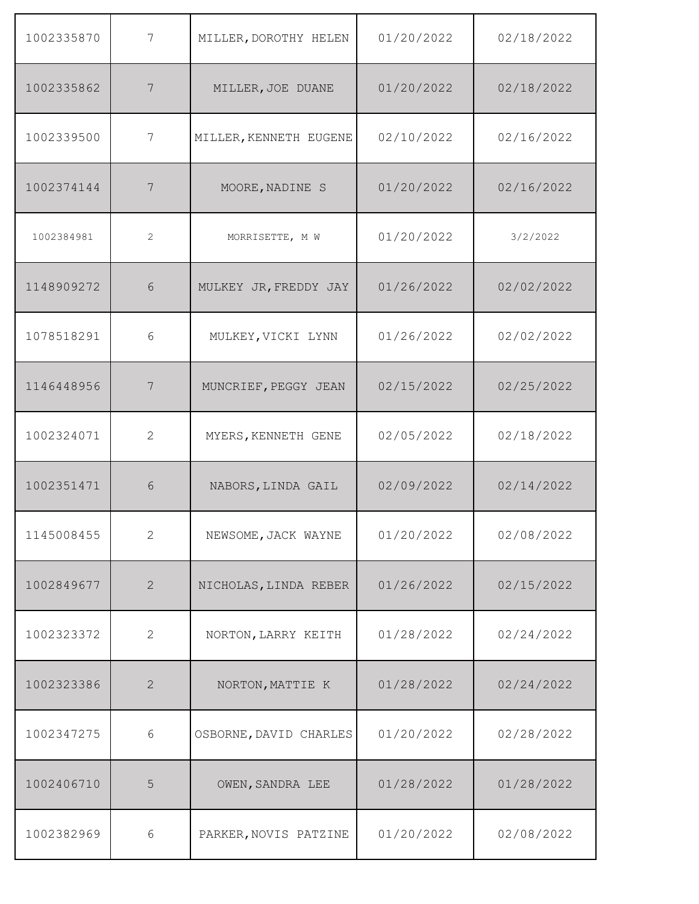| | | | | |
|---|---|---|---|---|
| 1002335870 | 7 | MILLER,DOROTHY HELEN | 01/20/2022 | 02/18/2022 |
| 1002335862 | 7 | MILLER,JOE DUANE | 01/20/2022 | 02/18/2022 |
| 1002339500 | 7 | MILLER,KENNETH EUGENE | 02/10/2022 | 02/16/2022 |
| 1002374144 | 7 | MOORE,NADINE S | 01/20/2022 | 02/16/2022 |
| 1002384981 | 2 | MORRISETTE, M W | 01/20/2022 | 3/2/2022 |
| 1148909272 | 6 | MULKEY JR,FREDDY JAY | 01/26/2022 | 02/02/2022 |
| 1078518291 | 6 | MULKEY,VICKI LYNN | 01/26/2022 | 02/02/2022 |
| 1146448956 | 7 | MUNCRIEF,PEGGY JEAN | 02/15/2022 | 02/25/2022 |
| 1002324071 | 2 | MYERS,KENNETH GENE | 02/05/2022 | 02/18/2022 |
| 1002351471 | 6 | NABORS,LINDA GAIL | 02/09/2022 | 02/14/2022 |
| 1145008455 | 2 | NEWSOME,JACK WAYNE | 01/20/2022 | 02/08/2022 |
| 1002849677 | 2 | NICHOLAS,LINDA REBER | 01/26/2022 | 02/15/2022 |
| 1002323372 | 2 | NORTON,LARRY KEITH | 01/28/2022 | 02/24/2022 |
| 1002323386 | 2 | NORTON,MATTIE K | 01/28/2022 | 02/24/2022 |
| 1002347275 | 6 | OSBORNE,DAVID CHARLES | 01/20/2022 | 02/28/2022 |
| 1002406710 | 5 | OWEN,SANDRA LEE | 01/28/2022 | 01/28/2022 |
| 1002382969 | 6 | PARKER,NOVIS PATZINE | 01/20/2022 | 02/08/2022 |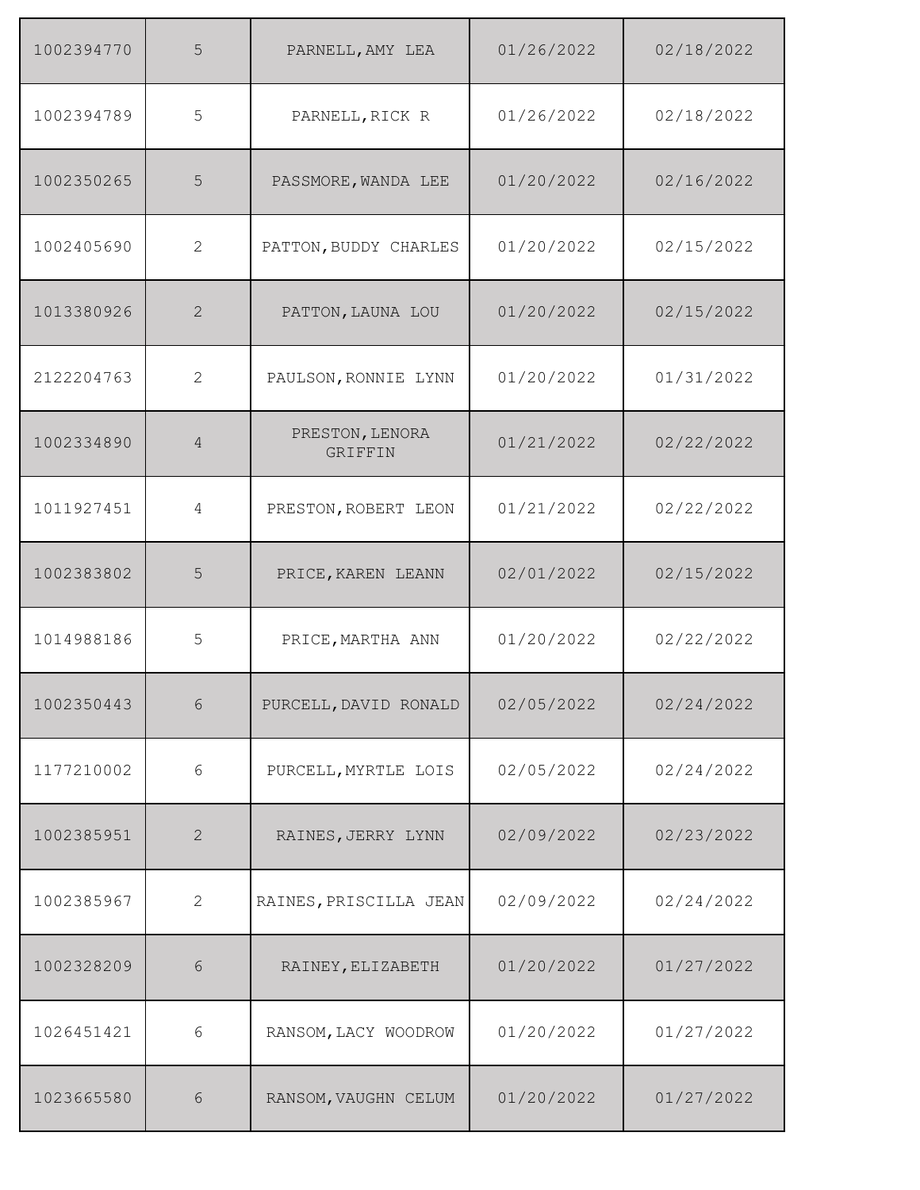| | | | | |
|---|---|---|---|---|
| 1002394770 | 5 | PARNELL,AMY LEA | 01/26/2022 | 02/18/2022 |
| 1002394789 | 5 | PARNELL,RICK R | 01/26/2022 | 02/18/2022 |
| 1002350265 | 5 | PASSMORE,WANDA LEE | 01/20/2022 | 02/16/2022 |
| 1002405690 | 2 | PATTON,BUDDY CHARLES | 01/20/2022 | 02/15/2022 |
| 1013380926 | 2 | PATTON,LAUNA LOU | 01/20/2022 | 02/15/2022 |
| 2122204763 | 2 | PAULSON,RONNIE LYNN | 01/20/2022 | 01/31/2022 |
| 1002334890 | 4 | PRESTON,LENORA GRIFFIN | 01/21/2022 | 02/22/2022 |
| 1011927451 | 4 | PRESTON,ROBERT LEON | 01/21/2022 | 02/22/2022 |
| 1002383802 | 5 | PRICE,KAREN LEANN | 02/01/2022 | 02/15/2022 |
| 1014988186 | 5 | PRICE,MARTHA ANN | 01/20/2022 | 02/22/2022 |
| 1002350443 | 6 | PURCELL,DAVID RONALD | 02/05/2022 | 02/24/2022 |
| 1177210002 | 6 | PURCELL,MYRTLE LOIS | 02/05/2022 | 02/24/2022 |
| 1002385951 | 2 | RAINES,JERRY LYNN | 02/09/2022 | 02/23/2022 |
| 1002385967 | 2 | RAINES,PRISCILLA JEAN | 02/09/2022 | 02/24/2022 |
| 1002328209 | 6 | RAINEY,ELIZABETH | 01/20/2022 | 01/27/2022 |
| 1026451421 | 6 | RANSOM,LACY WOODROW | 01/20/2022 | 01/27/2022 |
| 1023665580 | 6 | RANSOM,VAUGHN CELUM | 01/20/2022 | 01/27/2022 |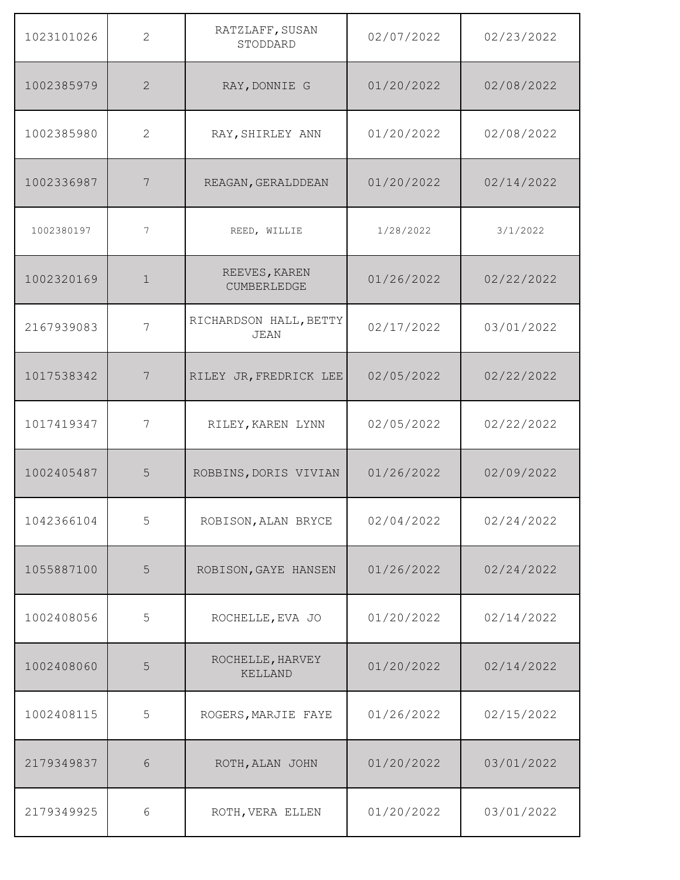| | | | | |
|---|---|---|---|---|
| 1023101026 | 2 | RATZLAFF,SUSAN STODDARD | 02/07/2022 | 02/23/2022 |
| 1002385979 | 2 | RAY,DONNIE G | 01/20/2022 | 02/08/2022 |
| 1002385980 | 2 | RAY,SHIRLEY ANN | 01/20/2022 | 02/08/2022 |
| 1002336987 | 7 | REAGAN,GERALDDEAN | 01/20/2022 | 02/14/2022 |
| 1002380197 | 7 | REED, WILLIE | 1/28/2022 | 3/1/2022 |
| 1002320169 | 1 | REEVES,KAREN CUMBERLEDGE | 01/26/2022 | 02/22/2022 |
| 2167939083 | 7 | RICHARDSON HALL,BETTY JEAN | 02/17/2022 | 03/01/2022 |
| 1017538342 | 7 | RILEY JR,FREDRICK LEE | 02/05/2022 | 02/22/2022 |
| 1017419347 | 7 | RILEY,KAREN LYNN | 02/05/2022 | 02/22/2022 |
| 1002405487 | 5 | ROBBINS,DORIS VIVIAN | 01/26/2022 | 02/09/2022 |
| 1042366104 | 5 | ROBISON,ALAN BRYCE | 02/04/2022 | 02/24/2022 |
| 1055887100 | 5 | ROBISON,GAYE HANSEN | 01/26/2022 | 02/24/2022 |
| 1002408056 | 5 | ROCHELLE,EVA JO | 01/20/2022 | 02/14/2022 |
| 1002408060 | 5 | ROCHELLE,HARVEY KELLAND | 01/20/2022 | 02/14/2022 |
| 1002408115 | 5 | ROGERS,MARJIE FAYE | 01/26/2022 | 02/15/2022 |
| 2179349837 | 6 | ROTH,ALAN JOHN | 01/20/2022 | 03/01/2022 |
| 2179349925 | 6 | ROTH,VERA ELLEN | 01/20/2022 | 03/01/2022 |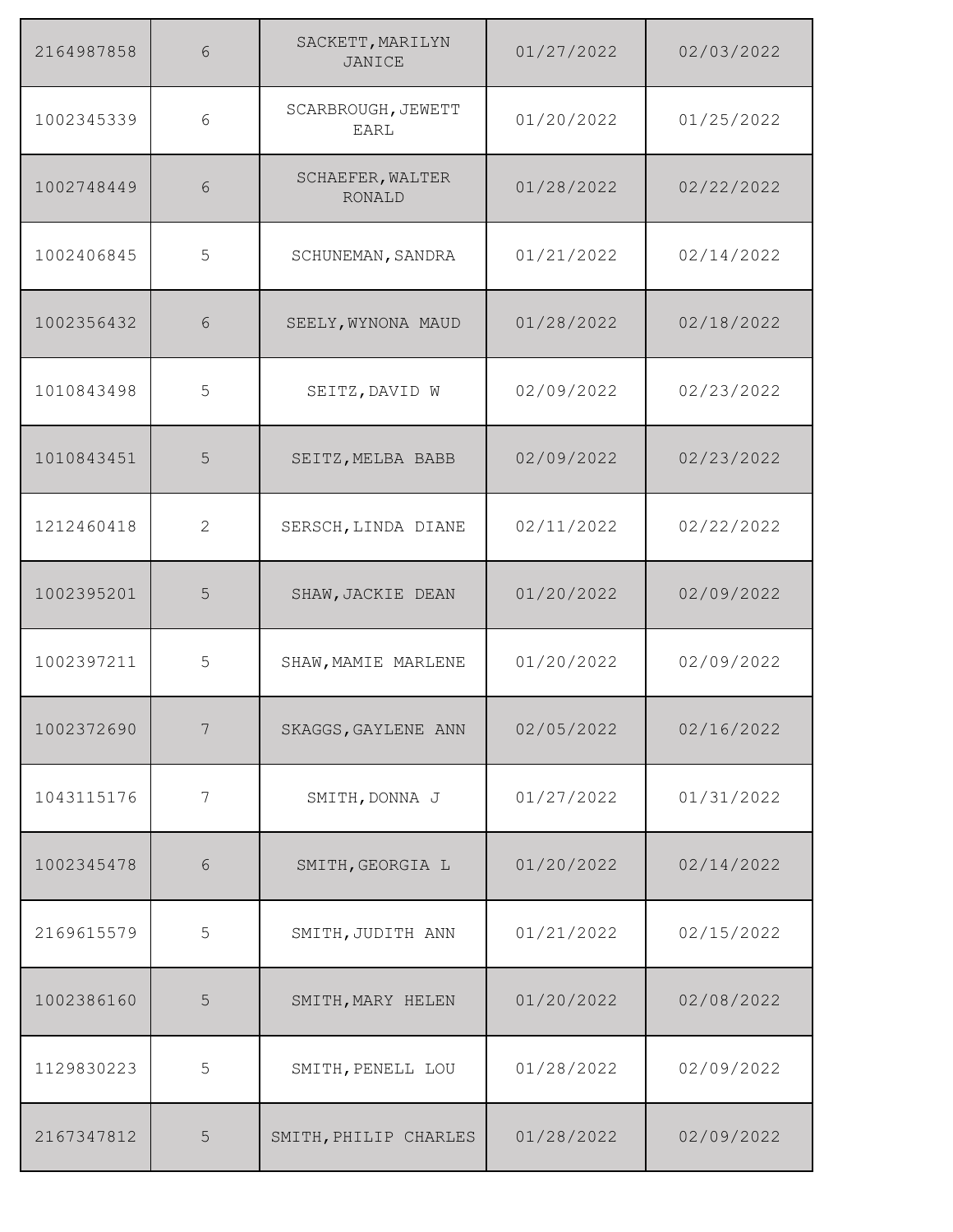| | | | | |
|---|---|---|---|---|
| 2164987858 | 6 | SACKETT,MARILYN JANICE | 01/27/2022 | 02/03/2022 |
| 1002345339 | 6 | SCARBROUGH,JEWETT EARL | 01/20/2022 | 01/25/2022 |
| 1002748449 | 6 | SCHAEFER,WALTER RONALD | 01/28/2022 | 02/22/2022 |
| 1002406845 | 5 | SCHUNEMAN,SANDRA | 01/21/2022 | 02/14/2022 |
| 1002356432 | 6 | SEELY,WYNONA MAUD | 01/28/2022 | 02/18/2022 |
| 1010843498 | 5 | SEITZ,DAVID W | 02/09/2022 | 02/23/2022 |
| 1010843451 | 5 | SEITZ,MELBA BABB | 02/09/2022 | 02/23/2022 |
| 1212460418 | 2 | SERSCH,LINDA DIANE | 02/11/2022 | 02/22/2022 |
| 1002395201 | 5 | SHAW,JACKIE DEAN | 01/20/2022 | 02/09/2022 |
| 1002397211 | 5 | SHAW,MAMIE MARLENE | 01/20/2022 | 02/09/2022 |
| 1002372690 | 7 | SKAGGS,GAYLENE ANN | 02/05/2022 | 02/16/2022 |
| 1043115176 | 7 | SMITH,DONNA J | 01/27/2022 | 01/31/2022 |
| 1002345478 | 6 | SMITH,GEORGIA L | 01/20/2022 | 02/14/2022 |
| 2169615579 | 5 | SMITH,JUDITH ANN | 01/21/2022 | 02/15/2022 |
| 1002386160 | 5 | SMITH,MARY HELEN | 01/20/2022 | 02/08/2022 |
| 1129830223 | 5 | SMITH,PENELL LOU | 01/28/2022 | 02/09/2022 |
| 2167347812 | 5 | SMITH,PHILIP CHARLES | 01/28/2022 | 02/09/2022 |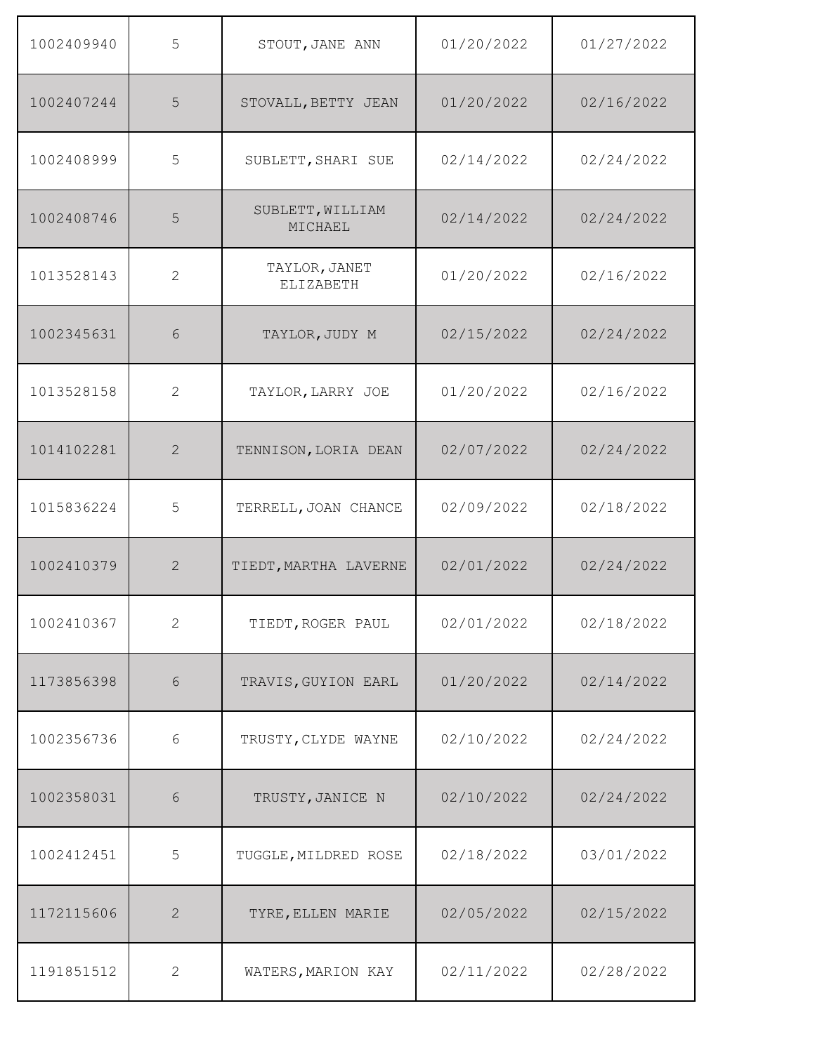| | | | | |
|---|---|---|---|---|
| 1002409940 | 5 | STOUT,JANE ANN | 01/20/2022 | 01/27/2022 |
| 1002407244 | 5 | STOVALL,BETTY JEAN | 01/20/2022 | 02/16/2022 |
| 1002408999 | 5 | SUBLETT,SHARI SUE | 02/14/2022 | 02/24/2022 |
| 1002408746 | 5 | SUBLETT,WILLIAM MICHAEL | 02/14/2022 | 02/24/2022 |
| 1013528143 | 2 | TAYLOR,JANET ELIZABETH | 01/20/2022 | 02/16/2022 |
| 1002345631 | 6 | TAYLOR,JUDY M | 02/15/2022 | 02/24/2022 |
| 1013528158 | 2 | TAYLOR,LARRY JOE | 01/20/2022 | 02/16/2022 |
| 1014102281 | 2 | TENNISON,LORIA DEAN | 02/07/2022 | 02/24/2022 |
| 1015836224 | 5 | TERRELL,JOAN CHANCE | 02/09/2022 | 02/18/2022 |
| 1002410379 | 2 | TIEDT,MARTHA LAVERNE | 02/01/2022 | 02/24/2022 |
| 1002410367 | 2 | TIEDT,ROGER PAUL | 02/01/2022 | 02/18/2022 |
| 1173856398 | 6 | TRAVIS,GUYION EARL | 01/20/2022 | 02/14/2022 |
| 1002356736 | 6 | TRUSTY,CLYDE WAYNE | 02/10/2022 | 02/24/2022 |
| 1002358031 | 6 | TRUSTY,JANICE N | 02/10/2022 | 02/24/2022 |
| 1002412451 | 5 | TUGGLE,MILDRED ROSE | 02/18/2022 | 03/01/2022 |
| 1172115606 | 2 | TYRE,ELLEN MARIE | 02/05/2022 | 02/15/2022 |
| 1191851512 | 2 | WATERS,MARION KAY | 02/11/2022 | 02/28/2022 |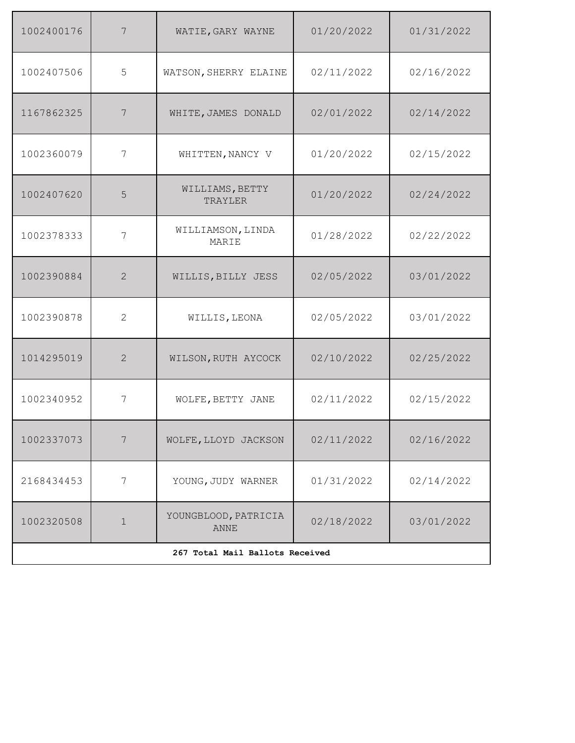| | | | | |
|---|---|---|---|---|
| 1002400176 | 7 | WATIE,GARY WAYNE | 01/20/2022 | 01/31/2022 |
| 1002407506 | 5 | WATSON,SHERRY ELAINE | 02/11/2022 | 02/16/2022 |
| 1167862325 | 7 | WHITE,JAMES DONALD | 02/01/2022 | 02/14/2022 |
| 1002360079 | 7 | WHITTEN,NANCY V | 01/20/2022 | 02/15/2022 |
| 1002407620 | 5 | WILLIAMS,BETTY TRAYLER | 01/20/2022 | 02/24/2022 |
| 1002378333 | 7 | WILLIAMSON,LINDA MARIE | 01/28/2022 | 02/22/2022 |
| 1002390884 | 2 | WILLIS,BILLY JESS | 02/05/2022 | 03/01/2022 |
| 1002390878 | 2 | WILLIS,LEONA | 02/05/2022 | 03/01/2022 |
| 1014295019 | 2 | WILSON,RUTH AYCOCK | 02/10/2022 | 02/25/2022 |
| 1002340952 | 7 | WOLFE,BETTY JANE | 02/11/2022 | 02/15/2022 |
| 1002337073 | 7 | WOLFE,LLOYD JACKSON | 02/11/2022 | 02/16/2022 |
| 2168434453 | 7 | YOUNG,JUDY WARNER | 01/31/2022 | 02/14/2022 |
| 1002320508 | 1 | YOUNGBLOOD,PATRICIA ANNE | 02/18/2022 | 03/01/2022 |

**267 Total Mail Ballots Received**